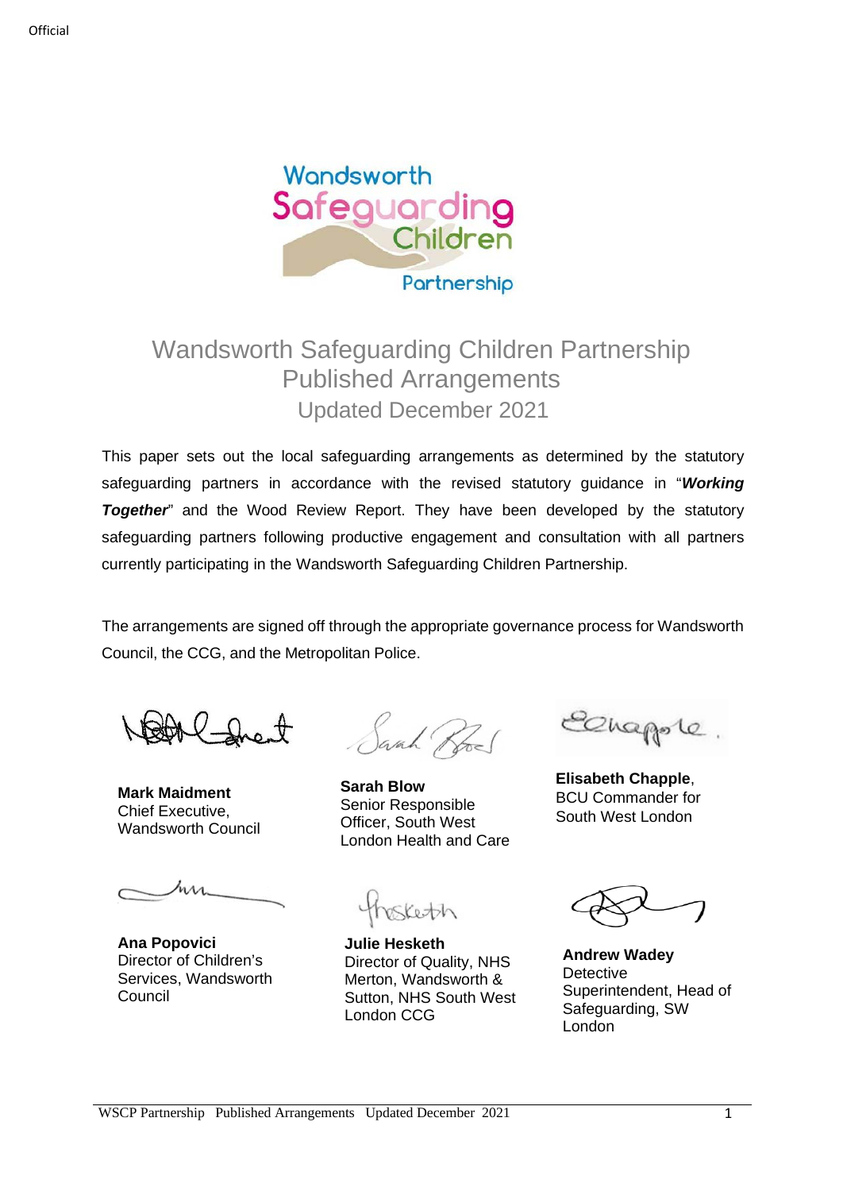# Wandsworth Safeguarding Children Partnership Published Arrangements

## Updated December 2021

This paper sets out the local safeguarding arrangements as determined by the statutory safeguarding partners in accordance with the revised statutory guidance in "***Working Together***" and the Wood Review Report. They have been developed by the statutory safeguarding partners following productive engagement and consultation with all partners currently participating in the Wandsworth Safeguarding Children Partnership.

The arrangements are signed off through the appropriate governance process for Wandsworth Council, the CCG, and the Metropolitan Police.

**Mark Maidment**
Chief Executive, Wandsworth Council

**Sarah Blow**
Senior Responsible Officer, South West London Health and Care

**Elisabeth Chapple**, BCU Commander for South West London

**Ana Popovici**
Director of Children's Services, Wandsworth Council

**Julie Hesketh**
Director of Quality, NHS Merton, Wandsworth & Sutton, NHS South West London CCG

**Andrew Wadey**
Detective Superintendent, Head of Safeguarding, SW London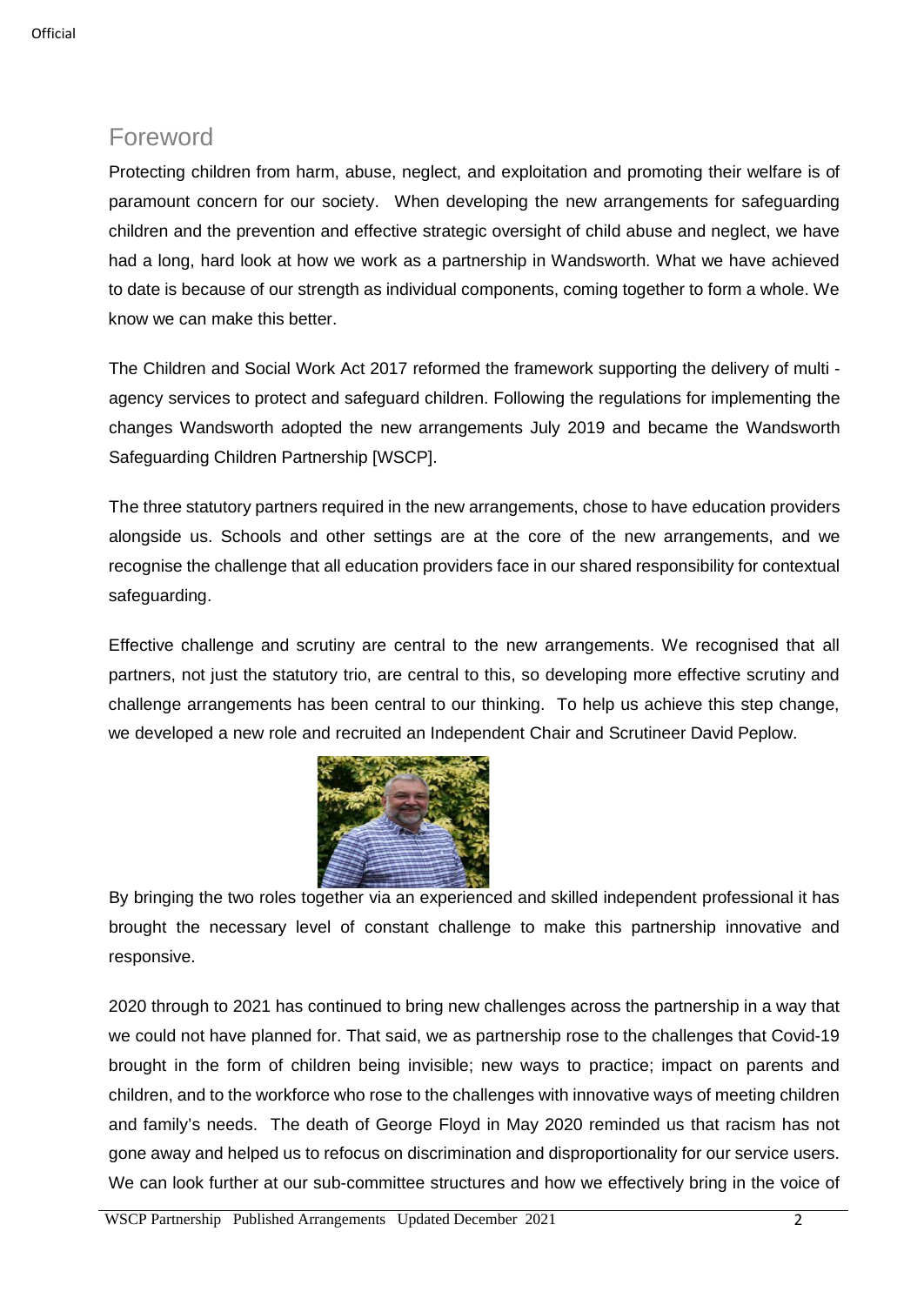## Foreword

Protecting children from harm, abuse, neglect, and exploitation and promoting their welfare is of paramount concern for our society. When developing the new arrangements for safeguarding children and the prevention and effective strategic oversight of child abuse and neglect, we have had a long, hard look at how we work as a partnership in Wandsworth. What we have achieved to date is because of our strength as individual components, coming together to form a whole. We know we can make this better.

The Children and Social Work Act 2017 reformed the framework supporting the delivery of multi - agency services to protect and safeguard children. Following the regulations for implementing the changes Wandsworth adopted the new arrangements July 2019 and became the Wandsworth Safeguarding Children Partnership [WSCP].

The three statutory partners required in the new arrangements, chose to have education providers alongside us. Schools and other settings are at the core of the new arrangements, and we recognise the challenge that all education providers face in our shared responsibility for contextual safeguarding.

Effective challenge and scrutiny are central to the new arrangements. We recognised that all partners, not just the statutory trio, are central to this, so developing more effective scrutiny and challenge arrangements has been central to our thinking. To help us achieve this step change, we developed a new role and recruited an Independent Chair and Scrutineer David Peplow.

By bringing the two roles together via an experienced and skilled independent professional it has brought the necessary level of constant challenge to make this partnership innovative and responsive.

2020 through to 2021 has continued to bring new challenges across the partnership in a way that we could not have planned for. That said, we as partnership rose to the challenges that Covid-19 brought in the form of children being invisible; new ways to practice; impact on parents and children, and to the workforce who rose to the challenges with innovative ways of meeting children and family's needs. The death of George Floyd in May 2020 reminded us that racism has not gone away and helped us to refocus on discrimination and disproportionality for our service users. We can look further at our sub-committee structures and how we effectively bring in the voice of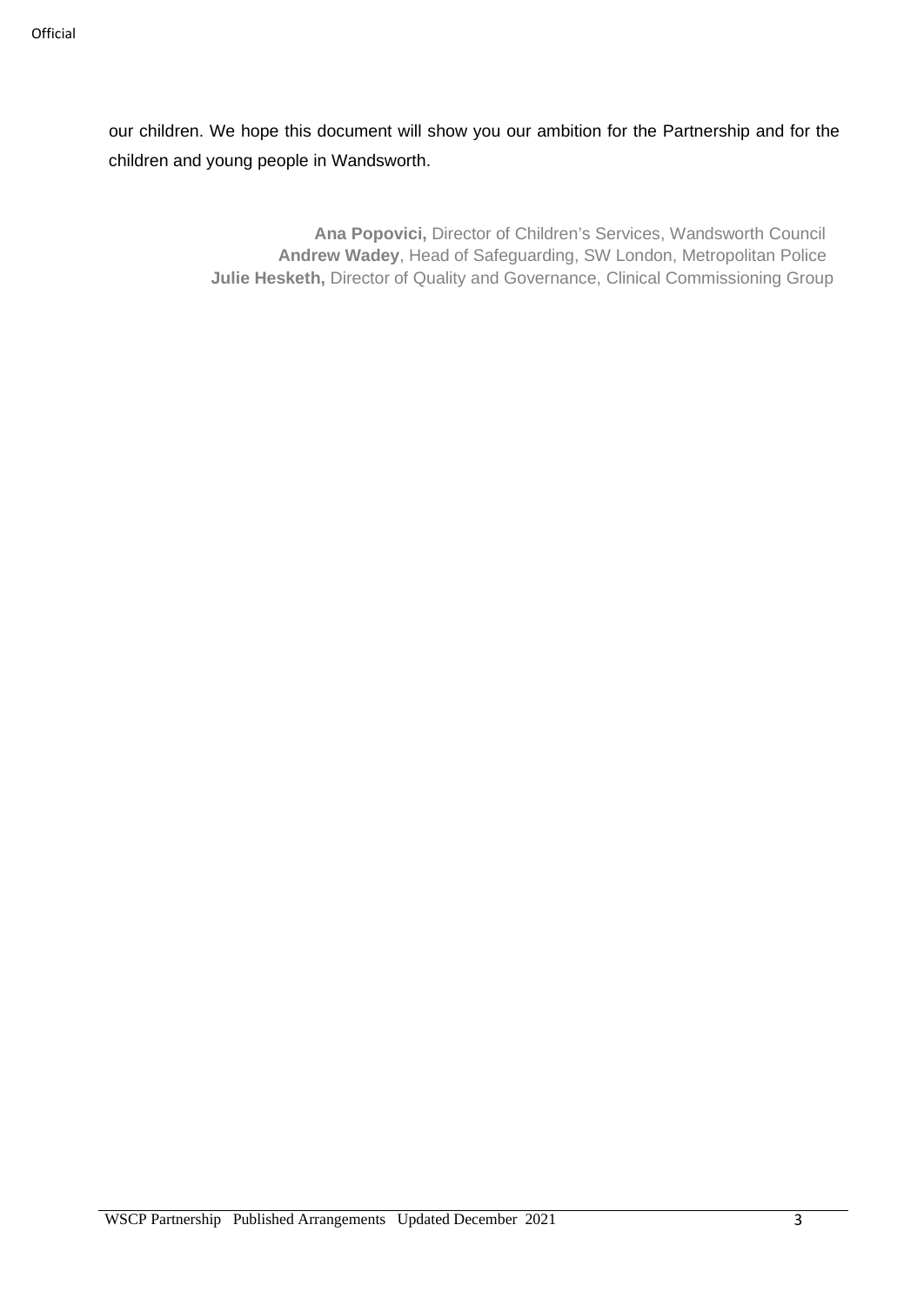our children. We hope this document will show you our ambition for the Partnership and for the children and young people in Wandsworth.

**Ana Popovici,** Director of Children's Services, Wandsworth Council
**Andrew Wadey**, Head of Safeguarding, SW London, Metropolitan Police
**Julie Hesketh,** Director of Quality and Governance, Clinical Commissioning Group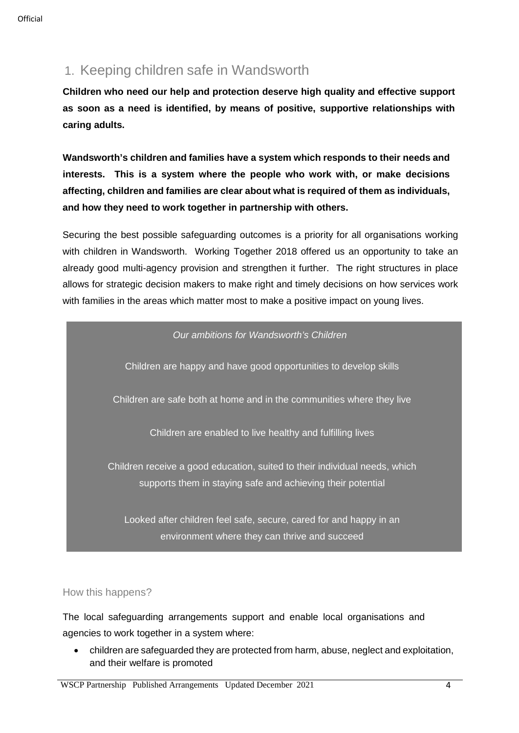## 1. Keeping children safe in Wandsworth

**Children who need our help and protection deserve high quality and effective support as soon as a need is identified, by means of positive, supportive relationships with caring adults.**

**Wandsworth's children and families have a system which responds to their needs and interests. This is a system where the people who work with, or make decisions affecting, children and families are clear about what is required of them as individuals, and how they need to work together in partnership with others.**

Securing the best possible safeguarding outcomes is a priority for all organisations working with children in Wandsworth. Working Together 2018 offered us an opportunity to take an already good multi-agency provision and strengthen it further. The right structures in place allows for strategic decision makers to make right and timely decisions on how services work with families in the areas which matter most to make a positive impact on young lives.

*Our ambitions for Wandsworth's Children*

Children are happy and have good opportunities to develop skills

Children are safe both at home and in the communities where they live

Children are enabled to live healthy and fulfilling lives

Children receive a good education, suited to their individual needs, which supports them in staying safe and achieving their potential

Looked after children feel safe, secure, cared for and happy in an environment where they can thrive and succeed

### How this happens?

The local safeguarding arrangements support and enable local organisations and agencies to work together in a system where:

- children are safeguarded they are protected from harm, abuse, neglect and exploitation, and their welfare is promoted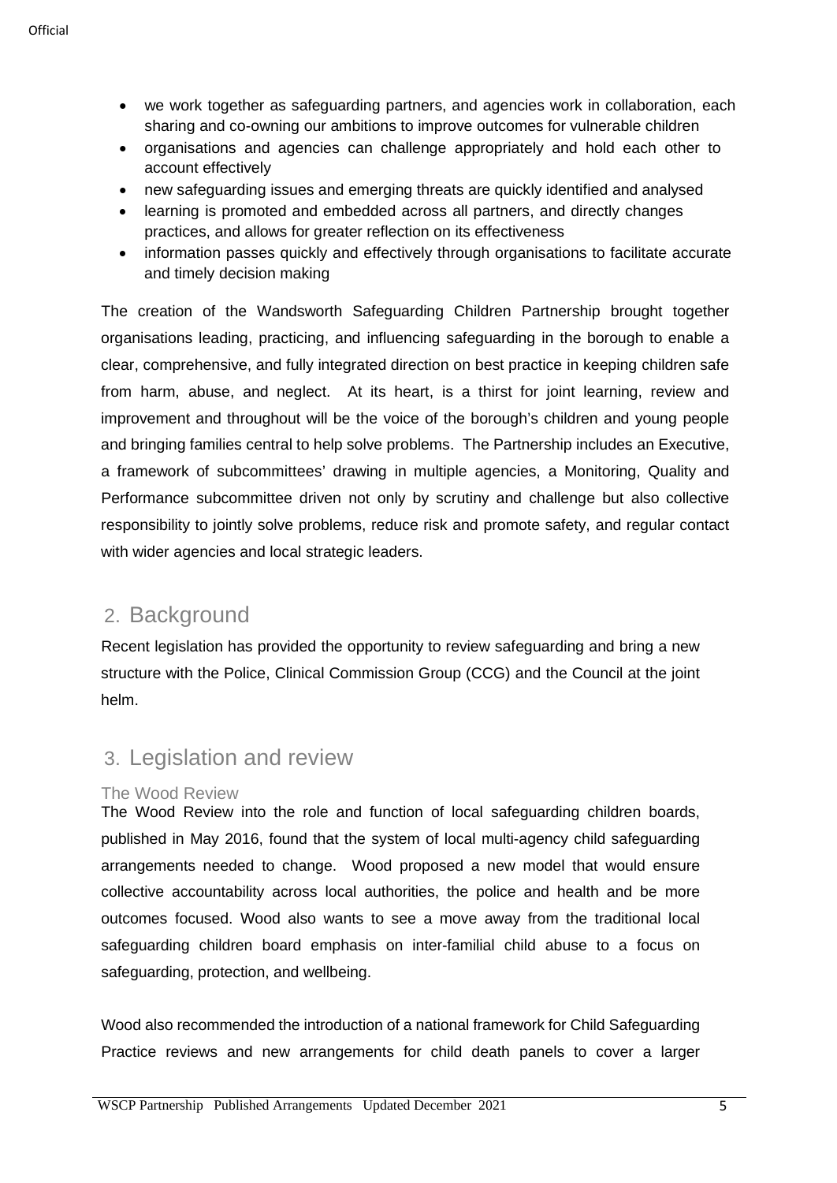- we work together as safeguarding partners, and agencies work in collaboration, each sharing and co-owning our ambitions to improve outcomes for vulnerable children
- organisations and agencies can challenge appropriately and hold each other to account effectively
- new safeguarding issues and emerging threats are quickly identified and analysed
- learning is promoted and embedded across all partners, and directly changes practices, and allows for greater reflection on its effectiveness
- information passes quickly and effectively through organisations to facilitate accurate and timely decision making

The creation of the Wandsworth Safeguarding Children Partnership brought together organisations leading, practicing, and influencing safeguarding in the borough to enable a clear, comprehensive, and fully integrated direction on best practice in keeping children safe from harm, abuse, and neglect. At its heart, is a thirst for joint learning, review and improvement and throughout will be the voice of the borough's children and young people and bringing families central to help solve problems. The Partnership includes an Executive, a framework of subcommittees' drawing in multiple agencies, a Monitoring, Quality and Performance subcommittee driven not only by scrutiny and challenge but also collective responsibility to jointly solve problems, reduce risk and promote safety, and regular contact with wider agencies and local strategic leaders.

## 2. Background

Recent legislation has provided the opportunity to review safeguarding and bring a new structure with the Police, Clinical Commission Group (CCG) and the Council at the joint helm.

## 3. Legislation and review

### The Wood Review

The Wood Review into the role and function of local safeguarding children boards, published in May 2016, found that the system of local multi-agency child safeguarding arrangements needed to change. Wood proposed a new model that would ensure collective accountability across local authorities, the police and health and be more outcomes focused. Wood also wants to see a move away from the traditional local safeguarding children board emphasis on inter-familial child abuse to a focus on safeguarding, protection, and wellbeing.

Wood also recommended the introduction of a national framework for Child Safeguarding Practice reviews and new arrangements for child death panels to cover a larger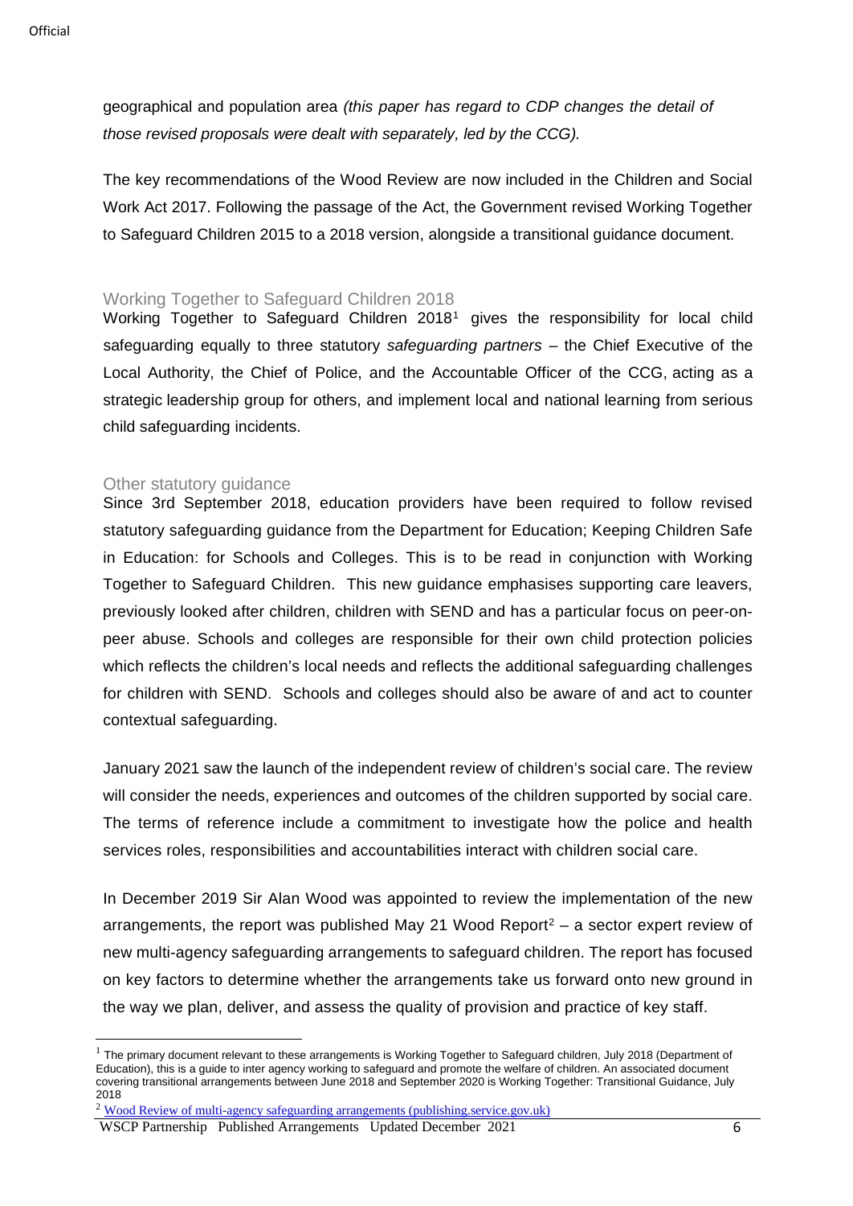geographical and population area *(this paper has regard to CDP changes the detail of those revised proposals were dealt with separately, led by the CCG).*

The key recommendations of the Wood Review are now included in the Children and Social Work Act 2017. Following the passage of the Act, the Government revised Working Together to Safeguard Children 2015 to a 2018 version, alongside a transitional guidance document.

## Working Together to Safeguard Children 2018

Working Together to Safeguard Children 2018[1] gives the responsibility for local child safeguarding equally to three statutory *safeguarding partners* – the Chief Executive of the Local Authority, the Chief of Police, and the Accountable Officer of the CCG, acting as a strategic leadership group for others, and implement local and national learning from serious child safeguarding incidents.

## Other statutory guidance

Since 3rd September 2018, education providers have been required to follow revised statutory safeguarding guidance from the Department for Education; Keeping Children Safe in Education: for Schools and Colleges. This is to be read in conjunction with Working Together to Safeguard Children. This new guidance emphasises supporting care leavers, previously looked after children, children with SEND and has a particular focus on peer-on-peer abuse. Schools and colleges are responsible for their own child protection policies which reflects the children's local needs and reflects the additional safeguarding challenges for children with SEND. Schools and colleges should also be aware of and act to counter contextual safeguarding.

January 2021 saw the launch of the independent review of children's social care. The review will consider the needs, experiences and outcomes of the children supported by social care. The terms of reference include a commitment to investigate how the police and health services roles, responsibilities and accountabilities interact with children social care.

In December 2019 Sir Alan Wood was appointed to review the implementation of the new arrangements, the report was published May 21 Wood Report[2] – a sector expert review of new multi-agency safeguarding arrangements to safeguard children. The report has focused on key factors to determine whether the arrangements take us forward onto new ground in the way we plan, deliver, and assess the quality of provision and practice of key staff.

---

[1] The primary document relevant to these arrangements is Working Together to Safeguard children, July 2018 (Department of Education), this is a guide to inter agency working to safeguard and promote the welfare of children. An associated document covering transitional arrangements between June 2018 and September 2020 is Working Together: Transitional Guidance, July 2018

[2] Wood Review of multi-agency safeguarding arrangements (publishing.service.gov.uk)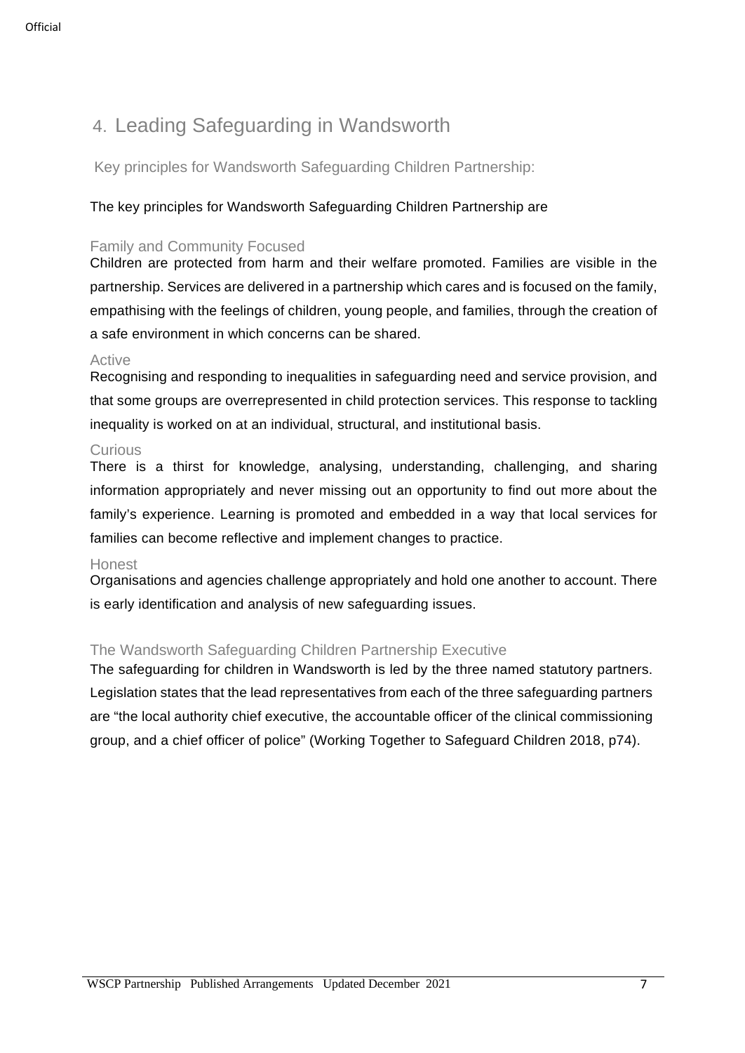## 4. Leading Safeguarding in Wandsworth

### Key principles for Wandsworth Safeguarding Children Partnership:

The key principles for Wandsworth Safeguarding Children Partnership are

#### Family and Community Focused

Children are protected from harm and their welfare promoted. Families are visible in the partnership. Services are delivered in a partnership which cares and is focused on the family, empathising with the feelings of children, young people, and families, through the creation of a safe environment in which concerns can be shared.

#### Active

Recognising and responding to inequalities in safeguarding need and service provision, and that some groups are overrepresented in child protection services. This response to tackling inequality is worked on at an individual, structural, and institutional basis.

#### Curious

There is a thirst for knowledge, analysing, understanding, challenging, and sharing information appropriately and never missing out an opportunity to find out more about the family's experience. Learning is promoted and embedded in a way that local services for families can become reflective and implement changes to practice.

#### Honest

Organisations and agencies challenge appropriately and hold one another to account. There is early identification and analysis of new safeguarding issues.

### The Wandsworth Safeguarding Children Partnership Executive

The safeguarding for children in Wandsworth is led by the three named statutory partners. Legislation states that the lead representatives from each of the three safeguarding partners are "the local authority chief executive, the accountable officer of the clinical commissioning group, and a chief officer of police" (Working Together to Safeguard Children 2018, p74).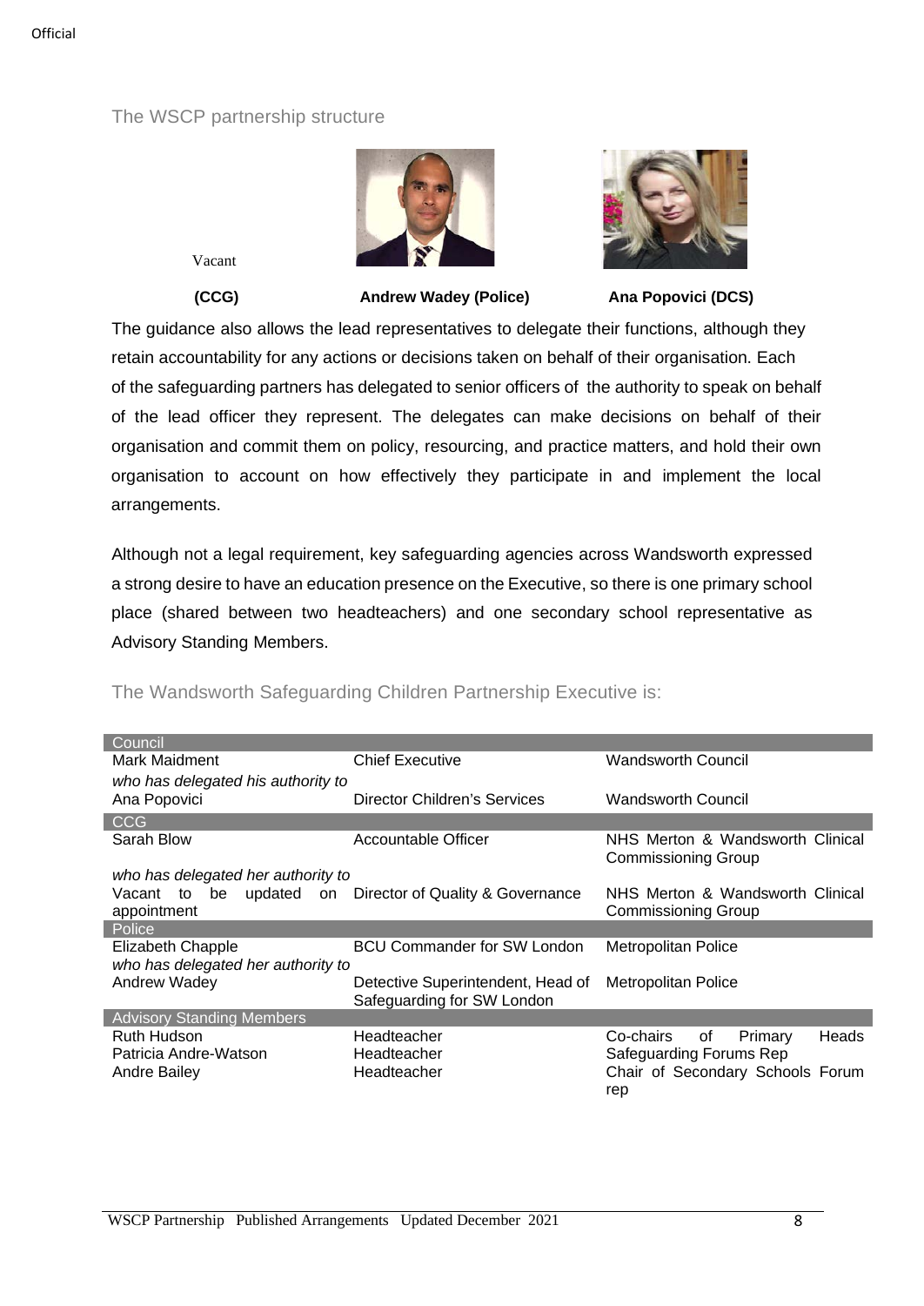## The WSCP partnership structure

Vacant

**(CCG)** **Andrew Wadey (Police)** **Ana Popovici (DCS)**

The guidance also allows the lead representatives to delegate their functions, although they retain accountability for any actions or decisions taken on behalf of their organisation. Each of the safeguarding partners has delegated to senior officers of the authority to speak on behalf of the lead officer they represent. The delegates can make decisions on behalf of their organisation and commit them on policy, resourcing, and practice matters, and hold their own organisation to account on how effectively they participate in and implement the local arrangements.

Although not a legal requirement, key safeguarding agencies across Wandsworth expressed a strong desire to have an education presence on the Executive, so there is one primary school place (shared between two headteachers) and one secondary school representative as Advisory Standing Members.

## The Wandsworth Safeguarding Children Partnership Executive is:

| Council | | |
|---|---|---|
| Mark Maidment | Chief Executive | Wandsworth Council |
| *who has delegated his authority to* | | |
| Ana Popovici | Director Children's Services | Wandsworth Council |
| **CCG** | | |
| Sarah Blow | Accountable Officer | NHS Merton & Wandsworth Clinical Commissioning Group |
| *who has delegated her authority to* | | |
| Vacant to be updated on appointment | Director of Quality & Governance | NHS Merton & Wandsworth Clinical Commissioning Group |
| **Police** | | |
| Elizabeth Chapple | BCU Commander for SW London | Metropolitan Police |
| *who has delegated her authority to* | | |
| Andrew Wadey | Detective Superintendent, Head of Safeguarding for SW London | Metropolitan Police |
| **Advisory Standing Members** | | |
| Ruth Hudson | Headteacher | Co-chairs of Primary Heads |
| Patricia Andre-Watson | Headteacher | Safeguarding Forums Rep |
| Andre Bailey | Headteacher | Chair of Secondary Schools Forum rep |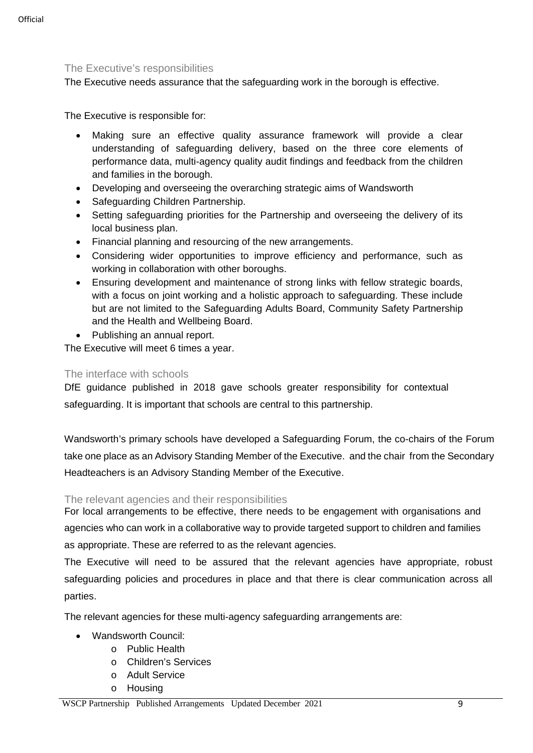## The Executive's responsibilities

The Executive needs assurance that the safeguarding work in the borough is effective.

The Executive is responsible for:

- Making sure an effective quality assurance framework will provide a clear understanding of safeguarding delivery, based on the three core elements of performance data, multi-agency quality audit findings and feedback from the children and families in the borough.
- Developing and overseeing the overarching strategic aims of Wandsworth
- Safeguarding Children Partnership.
- Setting safeguarding priorities for the Partnership and overseeing the delivery of its local business plan.
- Financial planning and resourcing of the new arrangements.
- Considering wider opportunities to improve efficiency and performance, such as working in collaboration with other boroughs.
- Ensuring development and maintenance of strong links with fellow strategic boards, with a focus on joint working and a holistic approach to safeguarding. These include but are not limited to the Safeguarding Adults Board, Community Safety Partnership and the Health and Wellbeing Board.
- Publishing an annual report.

The Executive will meet 6 times a year.

## The interface with schools

DfE guidance published in 2018 gave schools greater responsibility for contextual safeguarding. It is important that schools are central to this partnership.

Wandsworth's primary schools have developed a Safeguarding Forum, the co-chairs of the Forum take one place as an Advisory Standing Member of the Executive. and the chair from the Secondary Headteachers is an Advisory Standing Member of the Executive.

## The relevant agencies and their responsibilities

For local arrangements to be effective, there needs to be engagement with organisations and agencies who can work in a collaborative way to provide targeted support to children and families as appropriate. These are referred to as the relevant agencies.

The Executive will need to be assured that the relevant agencies have appropriate, robust safeguarding policies and procedures in place and that there is clear communication across all parties.

The relevant agencies for these multi-agency safeguarding arrangements are:

- Wandsworth Council:
  - Public Health
  - Children's Services
  - Adult Service
  - Housing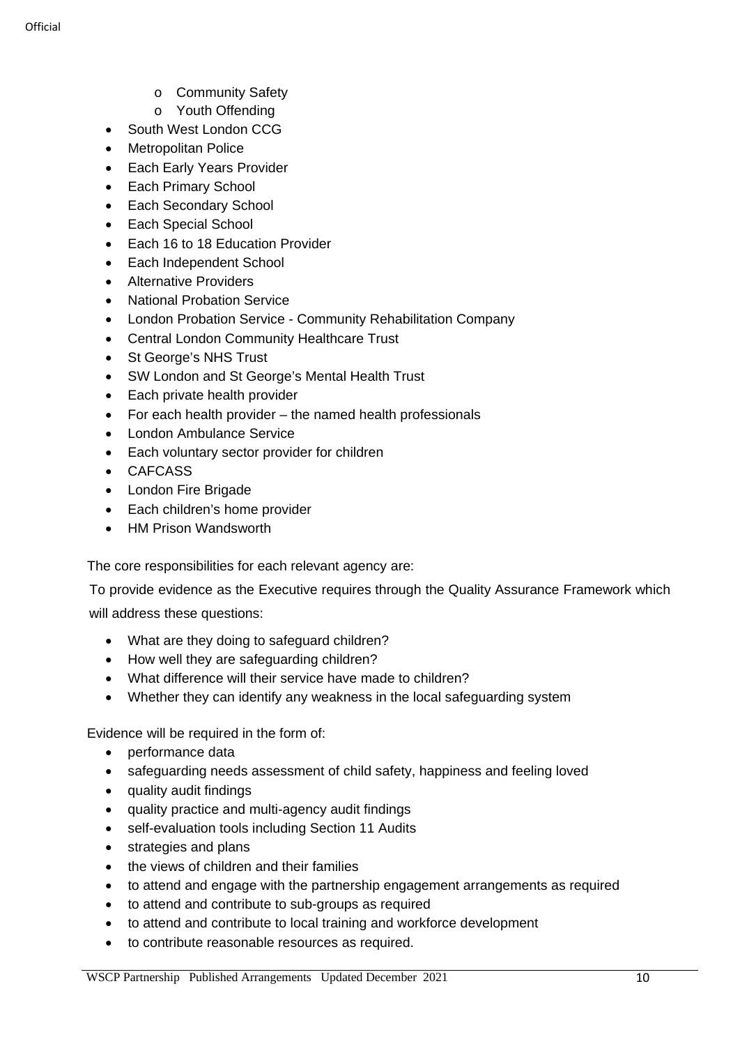- Community Safety
  - Youth Offending
- South West London CCG
- Metropolitan Police
- Each Early Years Provider
- Each Primary School
- Each Secondary School
- Each Special School
- Each 16 to 18 Education Provider
- Each Independent School
- Alternative Providers
- National Probation Service
- London Probation Service - Community Rehabilitation Company
- Central London Community Healthcare Trust
- St George's NHS Trust
- SW London and St George's Mental Health Trust
- Each private health provider
- For each health provider – the named health professionals
- London Ambulance Service
- Each voluntary sector provider for children
- CAFCASS
- London Fire Brigade
- Each children's home provider
- HM Prison Wandsworth

The core responsibilities for each relevant agency are:

To provide evidence as the Executive requires through the Quality Assurance Framework which will address these questions:

- What are they doing to safeguard children?
- How well they are safeguarding children?
- What difference will their service have made to children?
- Whether they can identify any weakness in the local safeguarding system

Evidence will be required in the form of:

- performance data
- safeguarding needs assessment of child safety, happiness and feeling loved
- quality audit findings
- quality practice and multi-agency audit findings
- self-evaluation tools including Section 11 Audits
- strategies and plans
- the views of children and their families
- to attend and engage with the partnership engagement arrangements as required
- to attend and contribute to sub-groups as required
- to attend and contribute to local training and workforce development
- to contribute reasonable resources as required.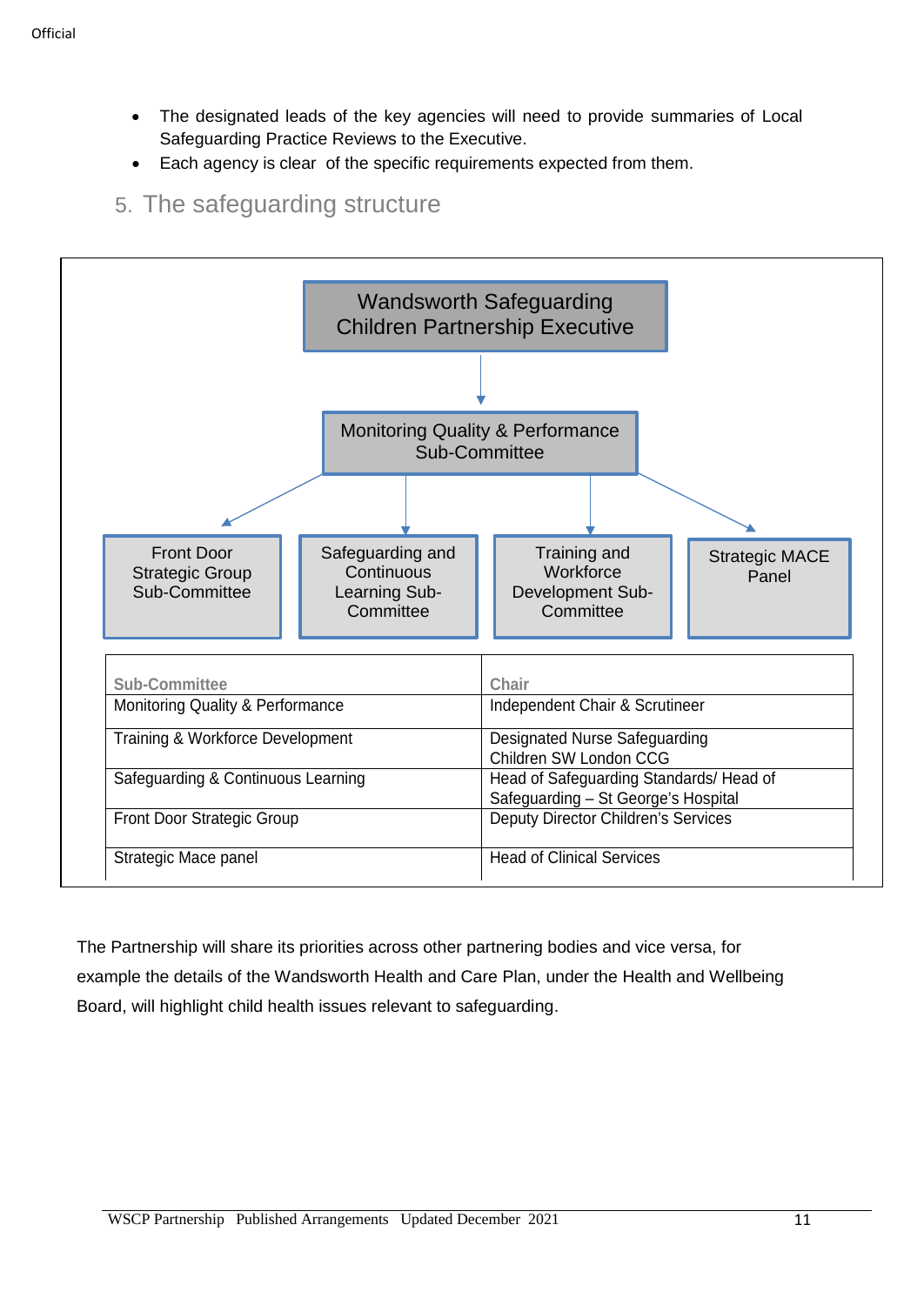- The designated leads of the key agencies will need to provide summaries of Local Safeguarding Practice Reviews to the Executive.
- Each agency is clear of the specific requirements expected from them.

## 5. The safeguarding structure

Wandsworth Safeguarding Children Partnership Executive

Monitoring Quality & Performance Sub-Committee

Front Door Strategic Group Sub-Committee

Safeguarding and Continuous Learning Sub-Committee

Training and Workforce Development Sub-Committee

Strategic MACE Panel

| Sub-Committee | Chair |
|---|---|
| Monitoring Quality & Performance | Independent Chair & Scrutineer |
| Training & Workforce Development | Designated Nurse Safeguarding Children SW London CCG |
| Safeguarding & Continuous Learning | Head of Safeguarding Standards/ Head of Safeguarding – St George's Hospital |
| Front Door Strategic Group | Deputy Director Children's Services |
| Strategic Mace panel | Head of Clinical Services |

The Partnership will share its priorities across other partnering bodies and vice versa, for example the details of the Wandsworth Health and Care Plan, under the Health and Wellbeing Board, will highlight child health issues relevant to safeguarding.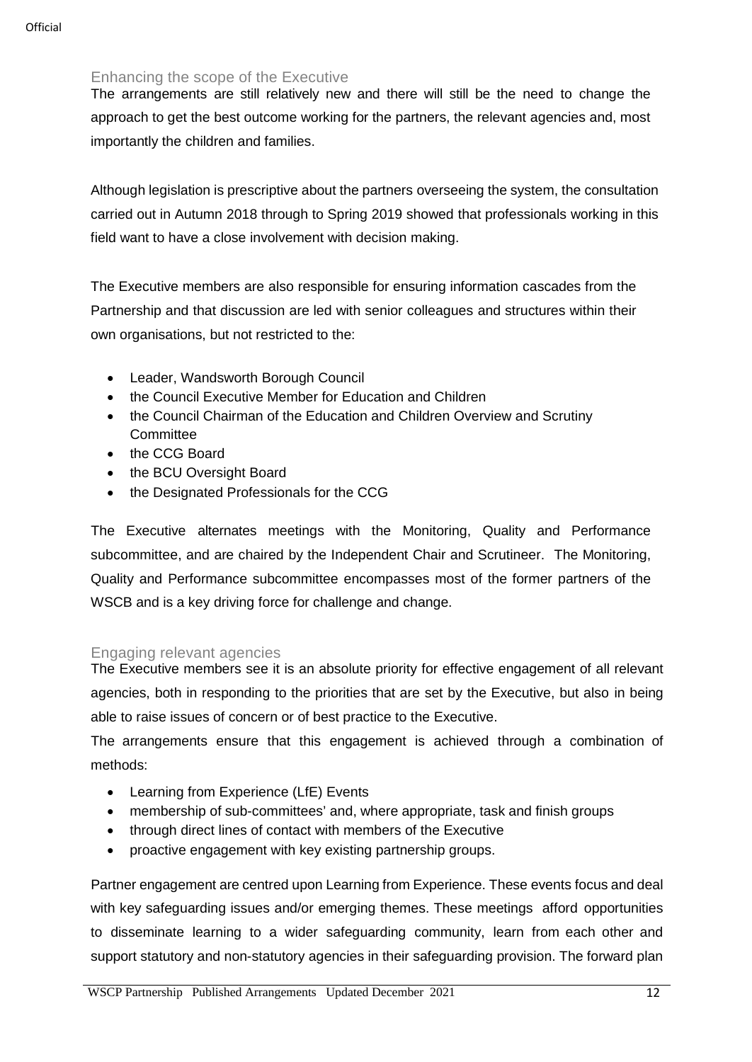## Enhancing the scope of the Executive

The arrangements are still relatively new and there will still be the need to change the approach to get the best outcome working for the partners, the relevant agencies and, most importantly the children and families.

Although legislation is prescriptive about the partners overseeing the system, the consultation carried out in Autumn 2018 through to Spring 2019 showed that professionals working in this field want to have a close involvement with decision making.

The Executive members are also responsible for ensuring information cascades from the Partnership and that discussion are led with senior colleagues and structures within their own organisations, but not restricted to the:

- Leader, Wandsworth Borough Council
- the Council Executive Member for Education and Children
- the Council Chairman of the Education and Children Overview and Scrutiny Committee
- the CCG Board
- the BCU Oversight Board
- the Designated Professionals for the CCG

The Executive alternates meetings with the Monitoring, Quality and Performance subcommittee, and are chaired by the Independent Chair and Scrutineer. The Monitoring, Quality and Performance subcommittee encompasses most of the former partners of the WSCB and is a key driving force for challenge and change.

## Engaging relevant agencies

The Executive members see it is an absolute priority for effective engagement of all relevant agencies, both in responding to the priorities that are set by the Executive, but also in being able to raise issues of concern or of best practice to the Executive.

The arrangements ensure that this engagement is achieved through a combination of methods:

- Learning from Experience (LfE) Events
- membership of sub-committees' and, where appropriate, task and finish groups
- through direct lines of contact with members of the Executive
- proactive engagement with key existing partnership groups.

Partner engagement are centred upon Learning from Experience. These events focus and deal with key safeguarding issues and/or emerging themes. These meetings afford opportunities to disseminate learning to a wider safeguarding community, learn from each other and support statutory and non-statutory agencies in their safeguarding provision. The forward plan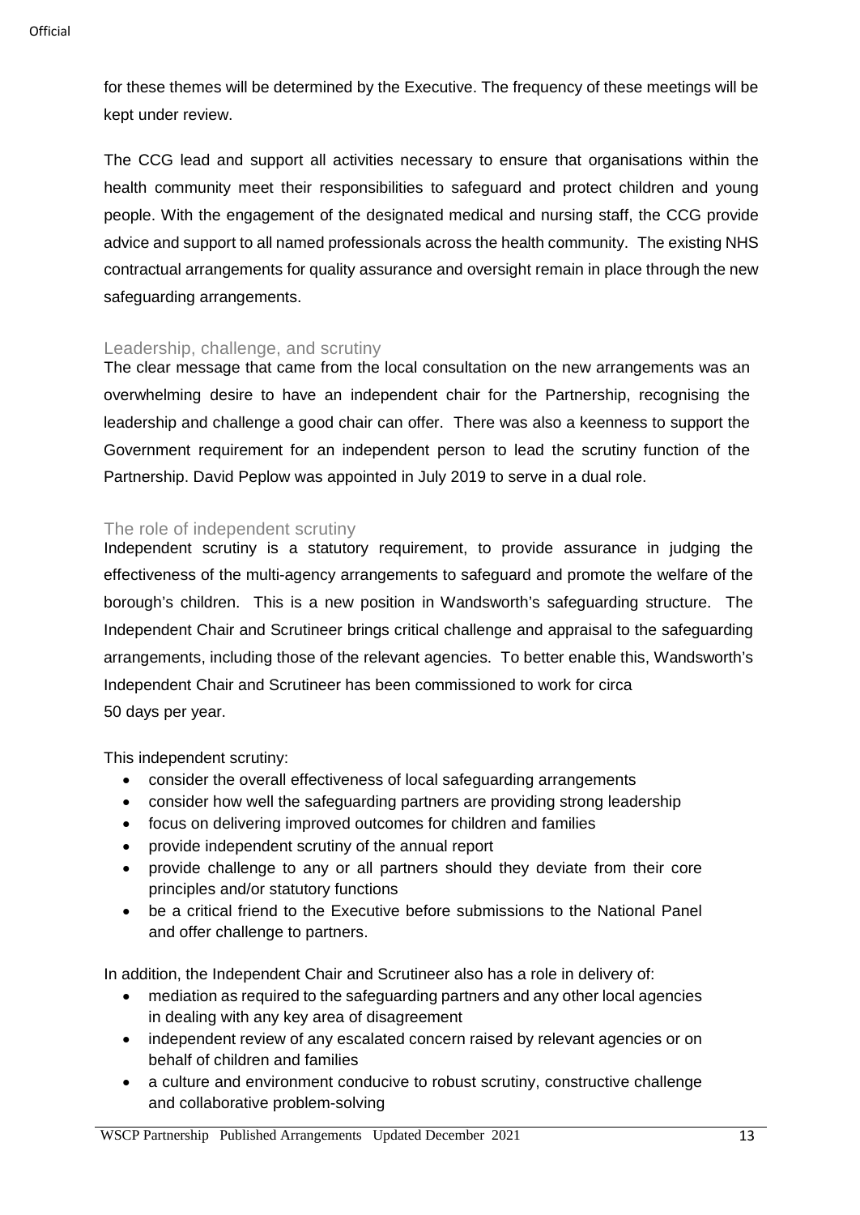for these themes will be determined by the Executive. The frequency of these meetings will be kept under review.

The CCG lead and support all activities necessary to ensure that organisations within the health community meet their responsibilities to safeguard and protect children and young people. With the engagement of the designated medical and nursing staff, the CCG provide advice and support to all named professionals across the health community. The existing NHS contractual arrangements for quality assurance and oversight remain in place through the new safeguarding arrangements.

## Leadership, challenge, and scrutiny

The clear message that came from the local consultation on the new arrangements was an overwhelming desire to have an independent chair for the Partnership, recognising the leadership and challenge a good chair can offer. There was also a keenness to support the Government requirement for an independent person to lead the scrutiny function of the Partnership. David Peplow was appointed in July 2019 to serve in a dual role.

## The role of independent scrutiny

Independent scrutiny is a statutory requirement, to provide assurance in judging the effectiveness of the multi-agency arrangements to safeguard and promote the welfare of the borough's children. This is a new position in Wandsworth's safeguarding structure. The Independent Chair and Scrutineer brings critical challenge and appraisal to the safeguarding arrangements, including those of the relevant agencies. To better enable this, Wandsworth's Independent Chair and Scrutineer has been commissioned to work for circa 50 days per year.

This independent scrutiny:

- consider the overall effectiveness of local safeguarding arrangements
- consider how well the safeguarding partners are providing strong leadership
- focus on delivering improved outcomes for children and families
- provide independent scrutiny of the annual report
- provide challenge to any or all partners should they deviate from their core principles and/or statutory functions
- be a critical friend to the Executive before submissions to the National Panel and offer challenge to partners.

In addition, the Independent Chair and Scrutineer also has a role in delivery of:

- mediation as required to the safeguarding partners and any other local agencies in dealing with any key area of disagreement
- independent review of any escalated concern raised by relevant agencies or on behalf of children and families
- a culture and environment conducive to robust scrutiny, constructive challenge and collaborative problem-solving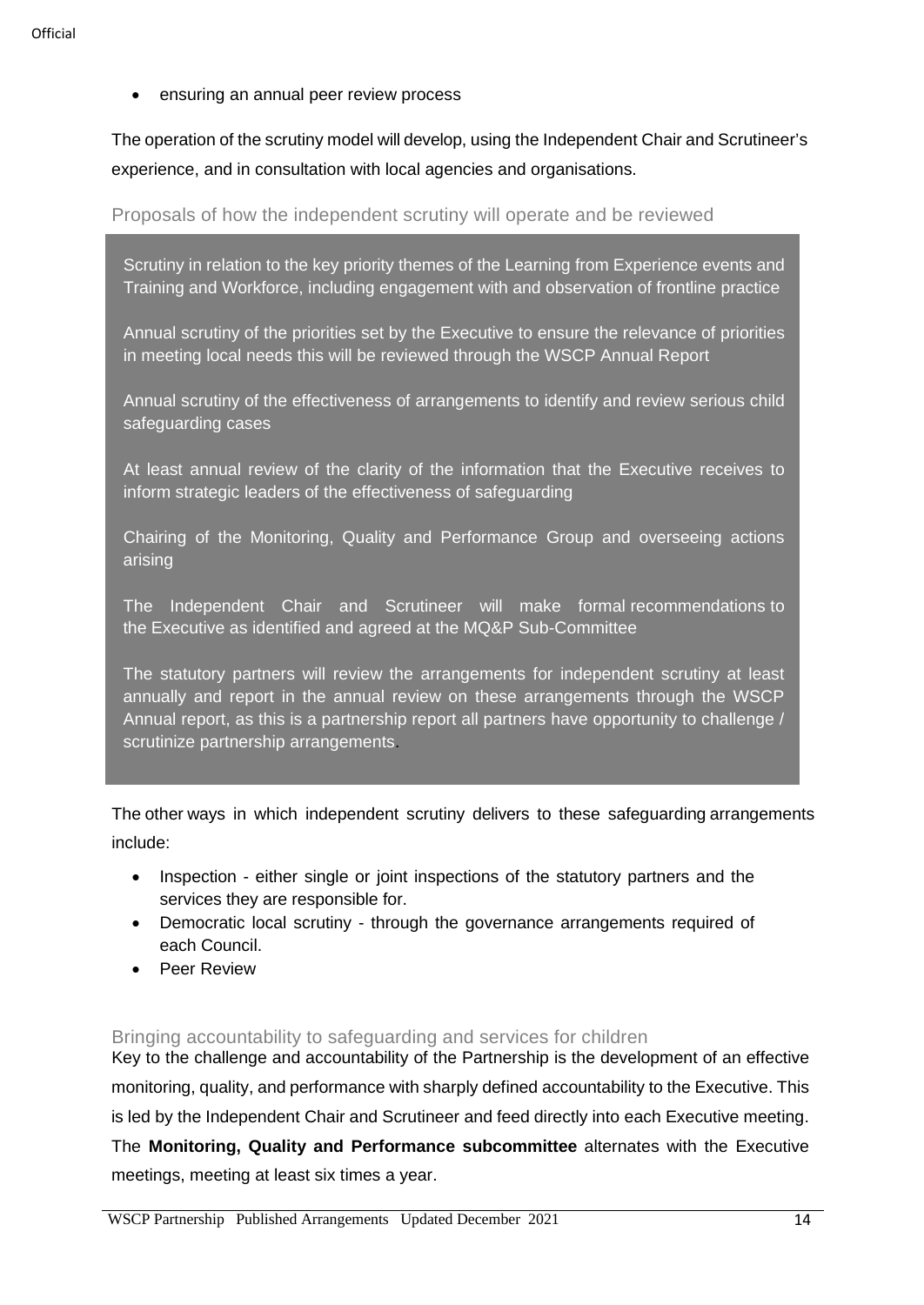- ensuring an annual peer review process

The operation of the scrutiny model will develop, using the Independent Chair and Scrutineer's experience, and in consultation with local agencies and organisations.

### Proposals of how the independent scrutiny will operate and be reviewed

Scrutiny in relation to the key priority themes of the Learning from Experience events and Training and Workforce, including engagement with and observation of frontline practice

Annual scrutiny of the priorities set by the Executive to ensure the relevance of priorities in meeting local needs this will be reviewed through the WSCP Annual Report

Annual scrutiny of the effectiveness of arrangements to identify and review serious child safeguarding cases

At least annual review of the clarity of the information that the Executive receives to inform strategic leaders of the effectiveness of safeguarding

Chairing of the Monitoring, Quality and Performance Group and overseeing actions arising

The Independent Chair and Scrutineer will make formal recommendations to the Executive as identified and agreed at the MQ&P Sub-Committee

The statutory partners will review the arrangements for independent scrutiny at least annually and report in the annual review on these arrangements through the WSCP Annual report, as this is a partnership report all partners have opportunity to challenge / scrutinize partnership arrangements.

The other ways in which independent scrutiny delivers to these safeguarding arrangements include:

- Inspection - either single or joint inspections of the statutory partners and the services they are responsible for.
- Democratic local scrutiny - through the governance arrangements required of each Council.
- Peer Review

### Bringing accountability to safeguarding and services for children

Key to the challenge and accountability of the Partnership is the development of an effective monitoring, quality, and performance with sharply defined accountability to the Executive. This is led by the Independent Chair and Scrutineer and feed directly into each Executive meeting. The **Monitoring, Quality and Performance subcommittee** alternates with the Executive meetings, meeting at least six times a year.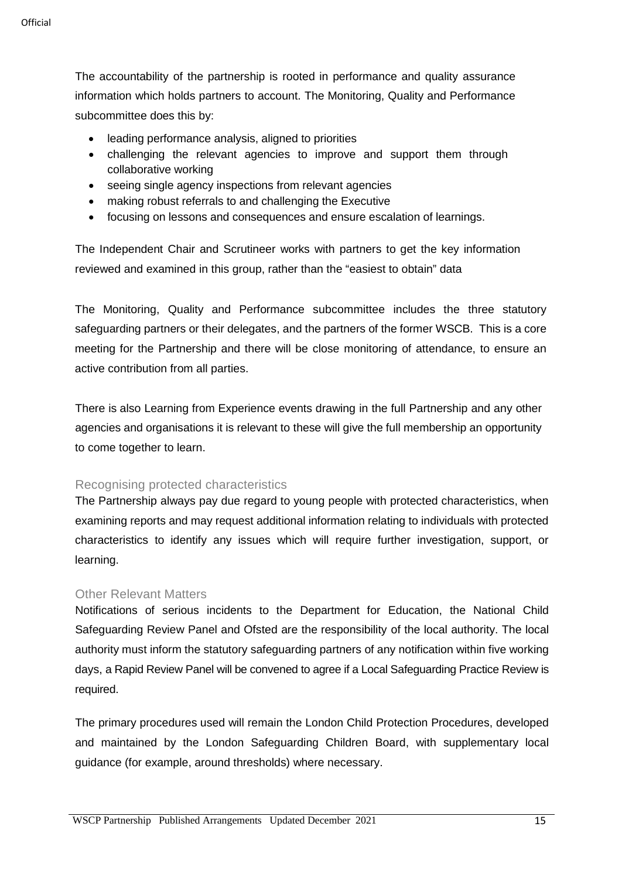The accountability of the partnership is rooted in performance and quality assurance information which holds partners to account. The Monitoring, Quality and Performance subcommittee does this by:

- leading performance analysis, aligned to priorities
- challenging the relevant agencies to improve and support them through collaborative working
- seeing single agency inspections from relevant agencies
- making robust referrals to and challenging the Executive
- focusing on lessons and consequences and ensure escalation of learnings.

The Independent Chair and Scrutineer works with partners to get the key information reviewed and examined in this group, rather than the "easiest to obtain" data

The Monitoring, Quality and Performance subcommittee includes the three statutory safeguarding partners or their delegates, and the partners of the former WSCB. This is a core meeting for the Partnership and there will be close monitoring of attendance, to ensure an active contribution from all parties.

There is also Learning from Experience events drawing in the full Partnership and any other agencies and organisations it is relevant to these will give the full membership an opportunity to come together to learn.

### Recognising protected characteristics

The Partnership always pay due regard to young people with protected characteristics, when examining reports and may request additional information relating to individuals with protected characteristics to identify any issues which will require further investigation, support, or learning.

### Other Relevant Matters

Notifications of serious incidents to the Department for Education, the National Child Safeguarding Review Panel and Ofsted are the responsibility of the local authority. The local authority must inform the statutory safeguarding partners of any notification within five working days, a Rapid Review Panel will be convened to agree if a Local Safeguarding Practice Review is required.

The primary procedures used will remain the London Child Protection Procedures, developed and maintained by the London Safeguarding Children Board, with supplementary local guidance (for example, around thresholds) where necessary.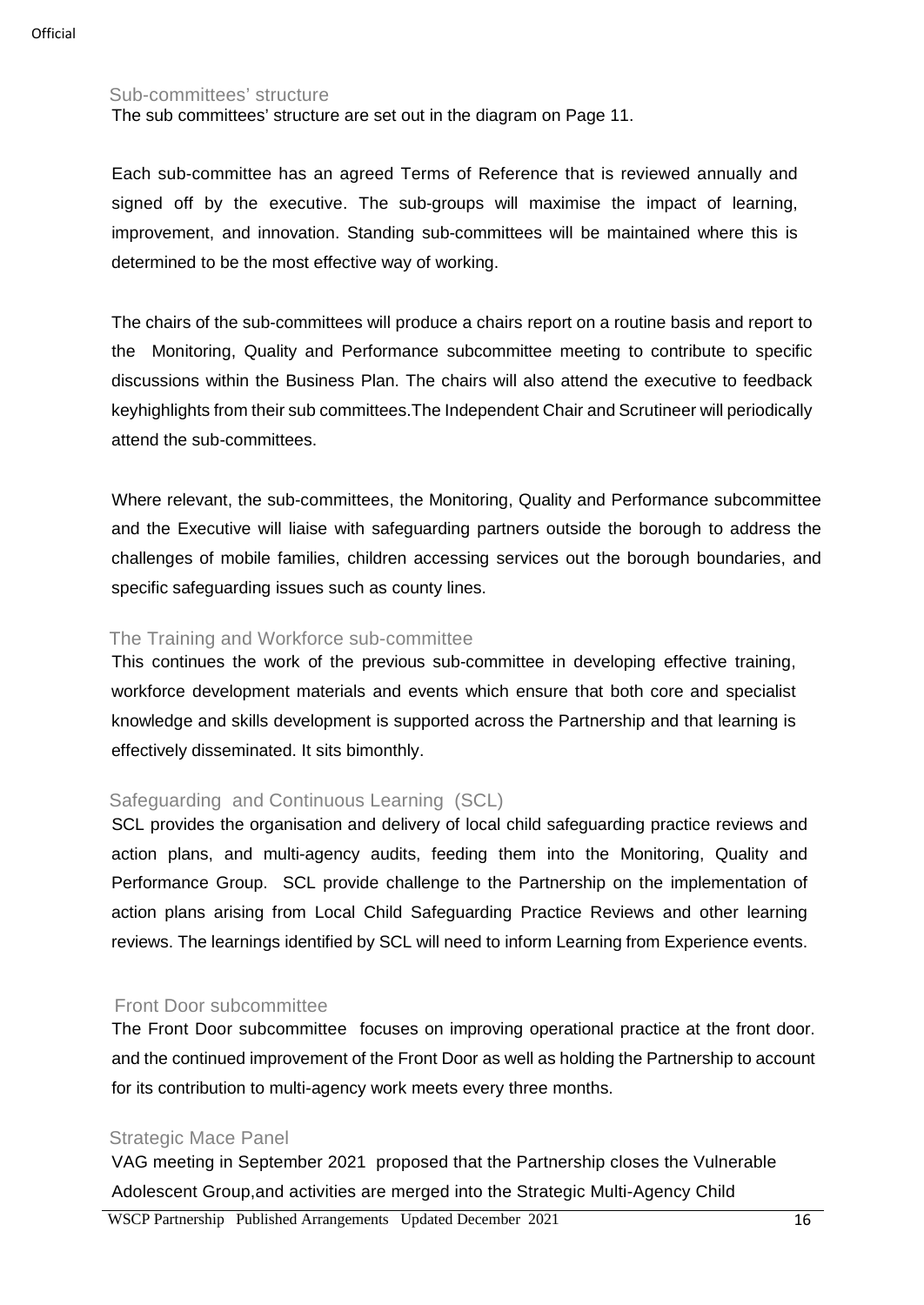## Sub-committees' structure

The sub committees' structure are set out in the diagram on Page 11.

Each sub-committee has an agreed Terms of Reference that is reviewed annually and signed off by the executive. The sub-groups will maximise the impact of learning, improvement, and innovation. Standing sub-committees will be maintained where this is determined to be the most effective way of working.

The chairs of the sub-committees will produce a chairs report on a routine basis and report to the Monitoring, Quality and Performance subcommittee meeting to contribute to specific discussions within the Business Plan. The chairs will also attend the executive to feedback keyhighlights from their sub committees.The Independent Chair and Scrutineer will periodically attend the sub-committees.

Where relevant, the sub-committees, the Monitoring, Quality and Performance subcommittee and the Executive will liaise with safeguarding partners outside the borough to address the challenges of mobile families, children accessing services out the borough boundaries, and specific safeguarding issues such as county lines.

## The Training and Workforce sub-committee

This continues the work of the previous sub-committee in developing effective training, workforce development materials and events which ensure that both core and specialist knowledge and skills development is supported across the Partnership and that learning is effectively disseminated. It sits bimonthly.

## Safeguarding and Continuous Learning (SCL)

SCL provides the organisation and delivery of local child safeguarding practice reviews and action plans, and multi-agency audits, feeding them into the Monitoring, Quality and Performance Group. SCL provide challenge to the Partnership on the implementation of action plans arising from Local Child Safeguarding Practice Reviews and other learning reviews. The learnings identified by SCL will need to inform Learning from Experience events.

## Front Door subcommittee

The Front Door subcommittee focuses on improving operational practice at the front door. and the continued improvement of the Front Door as well as holding the Partnership to account for its contribution to multi-agency work meets every three months.

## Strategic Mace Panel

VAG meeting in September 2021 proposed that the Partnership closes the Vulnerable Adolescent Group,and activities are merged into the Strategic Multi-Agency Child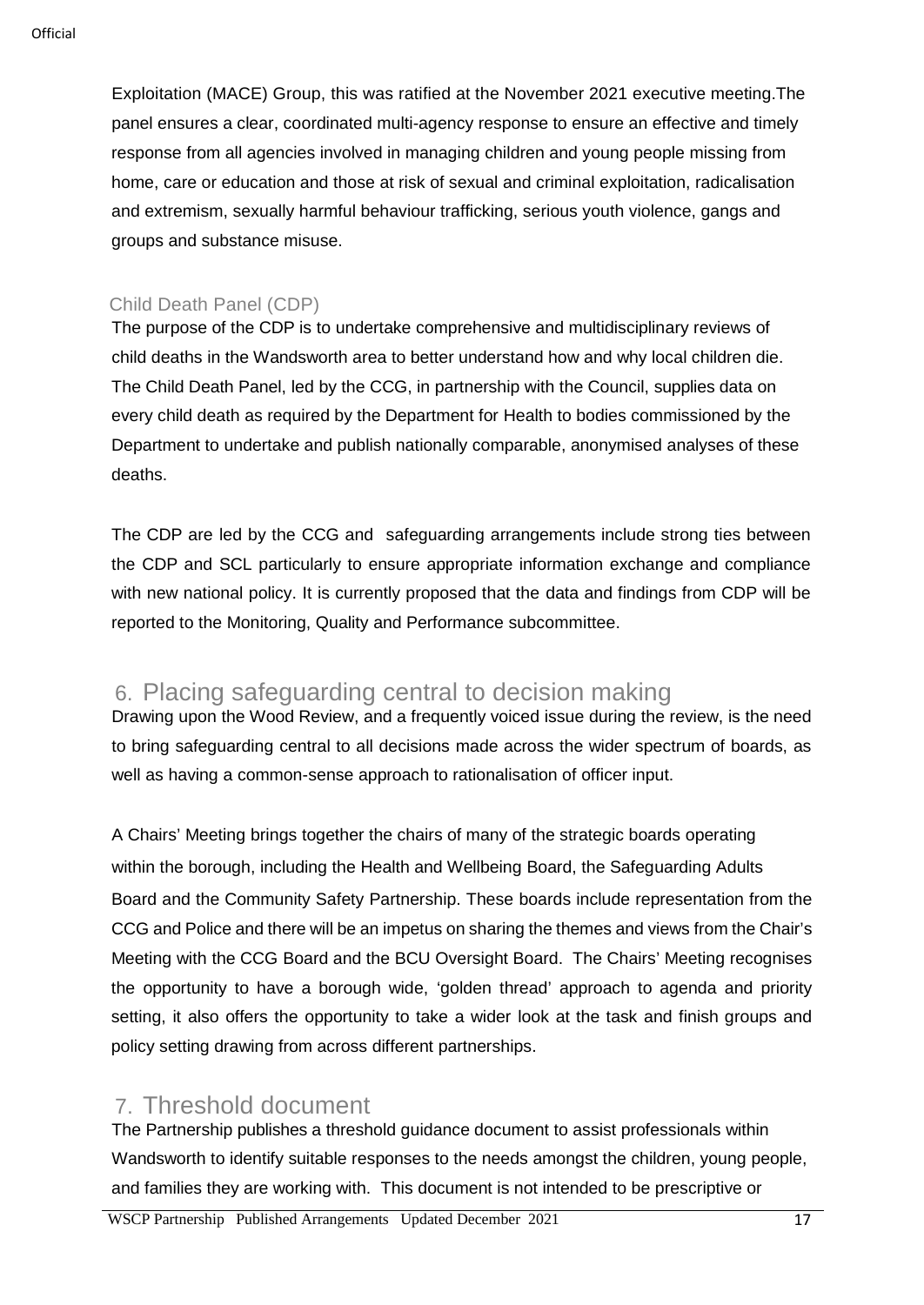Exploitation (MACE) Group, this was ratified at the November 2021 executive meeting.The panel ensures a clear, coordinated multi-agency response to ensure an effective and timely response from all agencies involved in managing children and young people missing from home, care or education and those at risk of sexual and criminal exploitation, radicalisation and extremism, sexually harmful behaviour trafficking, serious youth violence, gangs and groups and substance misuse.

### Child Death Panel (CDP)

The purpose of the CDP is to undertake comprehensive and multidisciplinary reviews of child deaths in the Wandsworth area to better understand how and why local children die. The Child Death Panel, led by the CCG, in partnership with the Council, supplies data on every child death as required by the Department for Health to bodies commissioned by the Department to undertake and publish nationally comparable, anonymised analyses of these deaths.

The CDP are led by the CCG and safeguarding arrangements include strong ties between the CDP and SCL particularly to ensure appropriate information exchange and compliance with new national policy. It is currently proposed that the data and findings from CDP will be reported to the Monitoring, Quality and Performance subcommittee.

## 6. Placing safeguarding central to decision making

Drawing upon the Wood Review, and a frequently voiced issue during the review, is the need to bring safeguarding central to all decisions made across the wider spectrum of boards, as well as having a common-sense approach to rationalisation of officer input.

A Chairs' Meeting brings together the chairs of many of the strategic boards operating within the borough, including the Health and Wellbeing Board, the Safeguarding Adults Board and the Community Safety Partnership. These boards include representation from the CCG and Police and there will be an impetus on sharing the themes and views from the Chair's Meeting with the CCG Board and the BCU Oversight Board. The Chairs' Meeting recognises the opportunity to have a borough wide, 'golden thread' approach to agenda and priority setting, it also offers the opportunity to take a wider look at the task and finish groups and policy setting drawing from across different partnerships.

## 7. Threshold document

The Partnership publishes a threshold guidance document to assist professionals within Wandsworth to identify suitable responses to the needs amongst the children, young people, and families they are working with. This document is not intended to be prescriptive or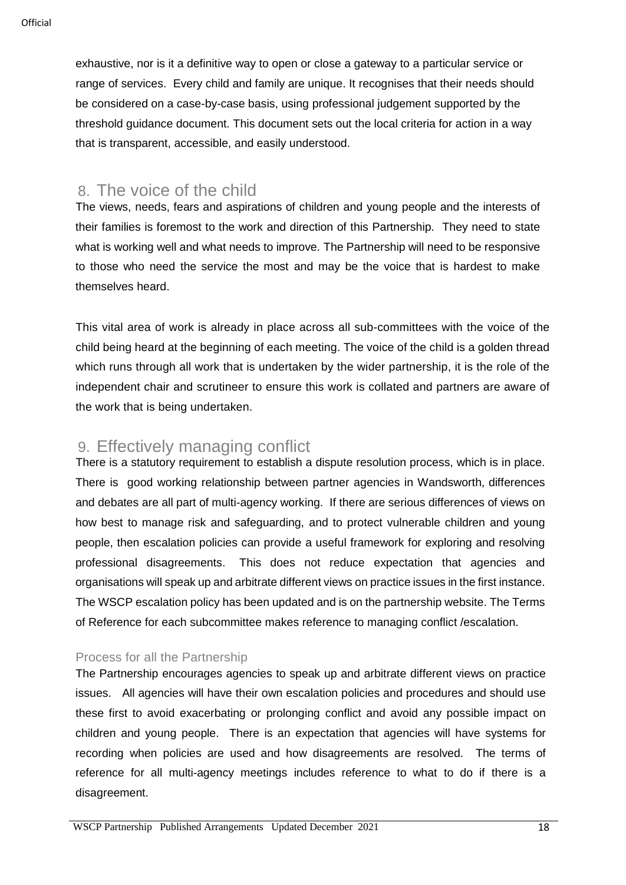exhaustive, nor is it a definitive way to open or close a gateway to a particular service or range of services. Every child and family are unique. It recognises that their needs should be considered on a case-by-case basis, using professional judgement supported by the threshold guidance document. This document sets out the local criteria for action in a way that is transparent, accessible, and easily understood.

## 8. The voice of the child

The views, needs, fears and aspirations of children and young people and the interests of their families is foremost to the work and direction of this Partnership. They need to state what is working well and what needs to improve. The Partnership will need to be responsive to those who need the service the most and may be the voice that is hardest to make themselves heard.

This vital area of work is already in place across all sub-committees with the voice of the child being heard at the beginning of each meeting. The voice of the child is a golden thread which runs through all work that is undertaken by the wider partnership, it is the role of the independent chair and scrutineer to ensure this work is collated and partners are aware of the work that is being undertaken.

## 9. Effectively managing conflict

There is a statutory requirement to establish a dispute resolution process, which is in place. There is good working relationship between partner agencies in Wandsworth, differences and debates are all part of multi-agency working. If there are serious differences of views on how best to manage risk and safeguarding, and to protect vulnerable children and young people, then escalation policies can provide a useful framework for exploring and resolving professional disagreements. This does not reduce expectation that agencies and organisations will speak up and arbitrate different views on practice issues in the first instance. The WSCP escalation policy has been updated and is on the partnership website. The Terms of Reference for each subcommittee makes reference to managing conflict /escalation.

### Process for all the Partnership

The Partnership encourages agencies to speak up and arbitrate different views on practice issues. All agencies will have their own escalation policies and procedures and should use these first to avoid exacerbating or prolonging conflict and avoid any possible impact on children and young people. There is an expectation that agencies will have systems for recording when policies are used and how disagreements are resolved. The terms of reference for all multi-agency meetings includes reference to what to do if there is a disagreement.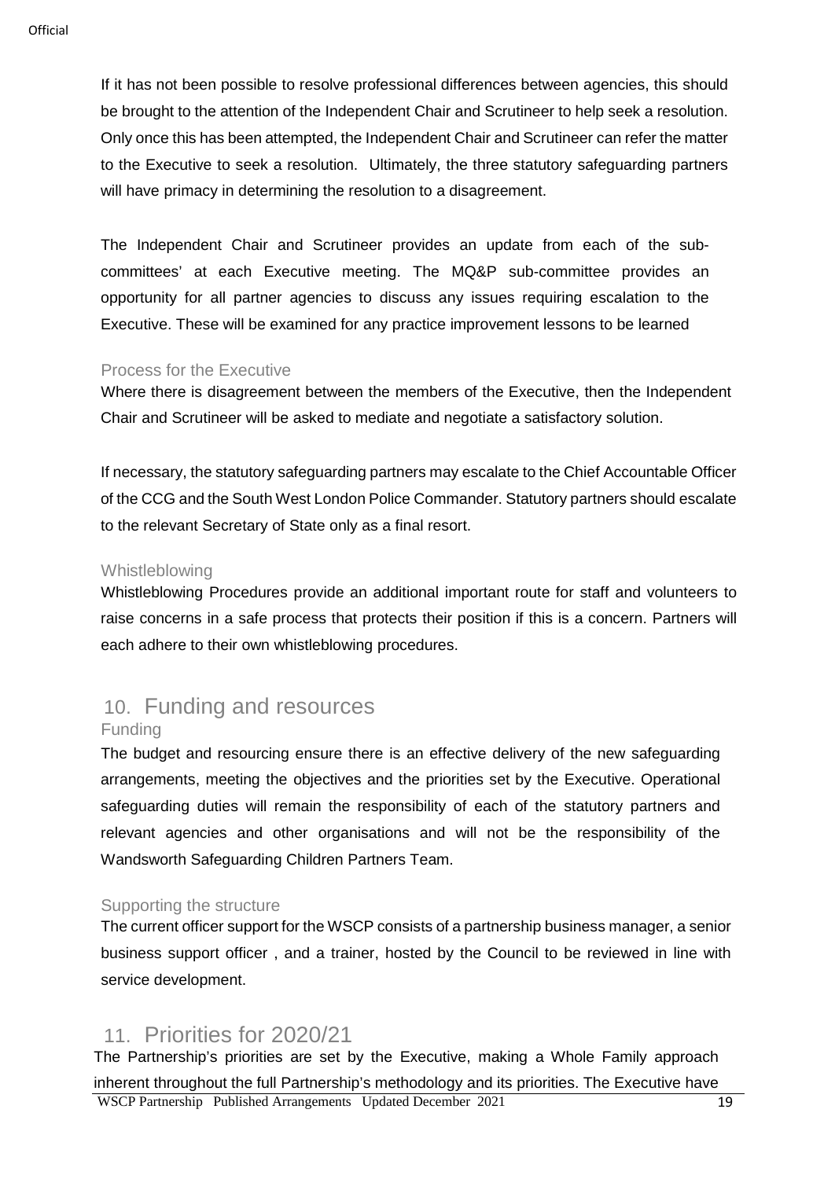If it has not been possible to resolve professional differences between agencies, this should be brought to the attention of the Independent Chair and Scrutineer to help seek a resolution. Only once this has been attempted, the Independent Chair and Scrutineer can refer the matter to the Executive to seek a resolution. Ultimately, the three statutory safeguarding partners will have primacy in determining the resolution to a disagreement.

The Independent Chair and Scrutineer provides an update from each of the sub-committees' at each Executive meeting. The MQ&P sub-committee provides an opportunity for all partner agencies to discuss any issues requiring escalation to the Executive. These will be examined for any practice improvement lessons to be learned

### Process for the Executive

Where there is disagreement between the members of the Executive, then the Independent Chair and Scrutineer will be asked to mediate and negotiate a satisfactory solution.

If necessary, the statutory safeguarding partners may escalate to the Chief Accountable Officer of the CCG and the South West London Police Commander. Statutory partners should escalate to the relevant Secretary of State only as a final resort.

### Whistleblowing

Whistleblowing Procedures provide an additional important route for staff and volunteers to raise concerns in a safe process that protects their position if this is a concern. Partners will each adhere to their own whistleblowing procedures.

## 10. Funding and resources

### Funding

The budget and resourcing ensure there is an effective delivery of the new safeguarding arrangements, meeting the objectives and the priorities set by the Executive. Operational safeguarding duties will remain the responsibility of each of the statutory partners and relevant agencies and other organisations and will not be the responsibility of the Wandsworth Safeguarding Children Partners Team.

### Supporting the structure

The current officer support for the WSCP consists of a partnership business manager, a senior business support officer , and a trainer, hosted by the Council to be reviewed in line with service development.

## 11. Priorities for 2020/21

The Partnership's priorities are set by the Executive, making a Whole Family approach inherent throughout the full Partnership's methodology and its priorities. The Executive have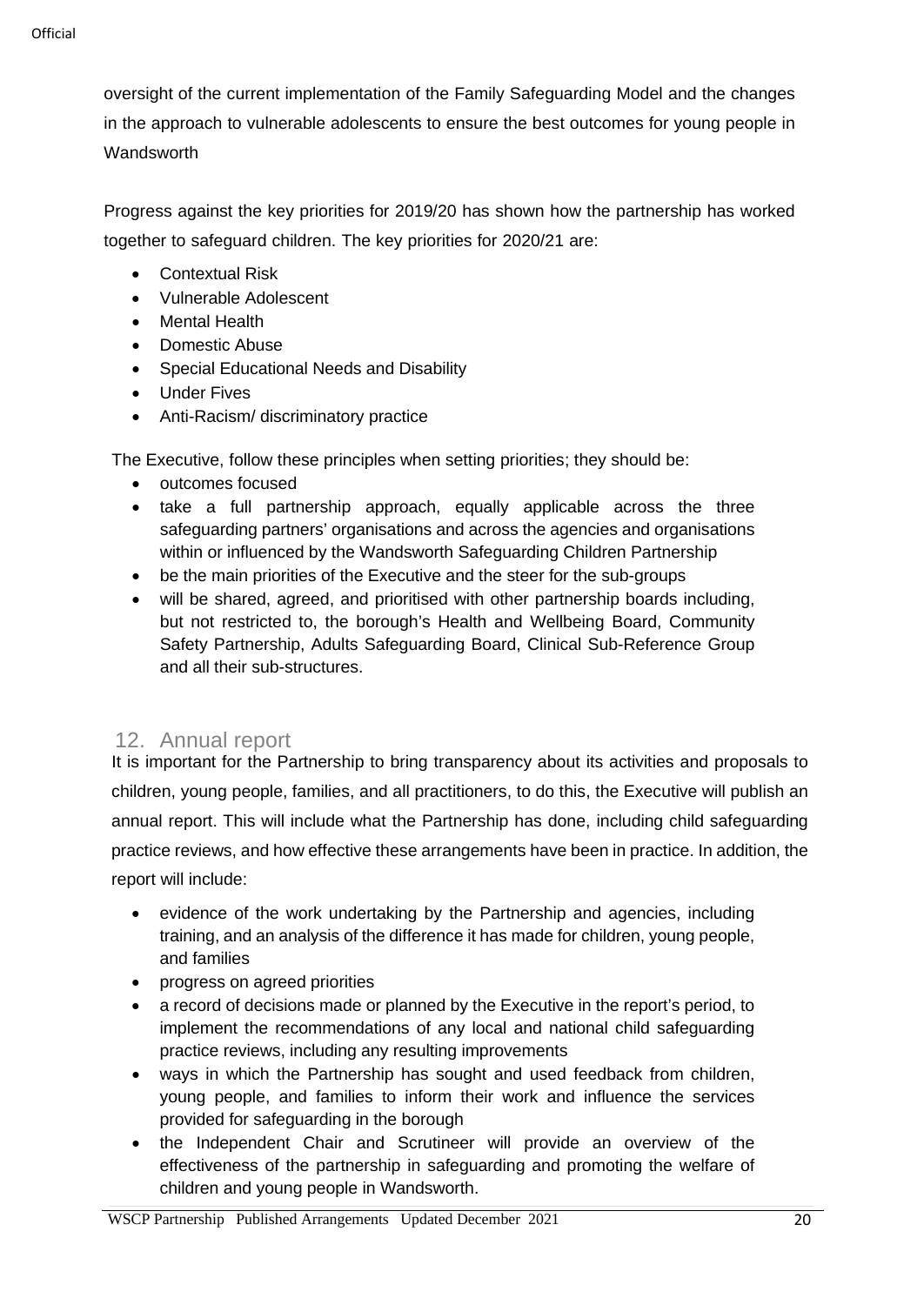oversight of the current implementation of the Family Safeguarding Model and the changes in the approach to vulnerable adolescents to ensure the best outcomes for young people in Wandsworth

Progress against the key priorities for 2019/20 has shown how the partnership has worked together to safeguard children. The key priorities for 2020/21 are:

- Contextual Risk
- Vulnerable Adolescent
- Mental Health
- Domestic Abuse
- Special Educational Needs and Disability
- Under Fives
- Anti-Racism/ discriminatory practice

The Executive, follow these principles when setting priorities; they should be:

- outcomes focused
- take a full partnership approach, equally applicable across the three safeguarding partners' organisations and across the agencies and organisations within or influenced by the Wandsworth Safeguarding Children Partnership
- be the main priorities of the Executive and the steer for the sub-groups
- will be shared, agreed, and prioritised with other partnership boards including, but not restricted to, the borough's Health and Wellbeing Board, Community Safety Partnership, Adults Safeguarding Board, Clinical Sub-Reference Group and all their sub-structures.

## 12. Annual report

It is important for the Partnership to bring transparency about its activities and proposals to children, young people, families, and all practitioners, to do this, the Executive will publish an annual report. This will include what the Partnership has done, including child safeguarding practice reviews, and how effective these arrangements have been in practice. In addition, the report will include:

- evidence of the work undertaking by the Partnership and agencies, including training, and an analysis of the difference it has made for children, young people, and families
- progress on agreed priorities
- a record of decisions made or planned by the Executive in the report's period, to implement the recommendations of any local and national child safeguarding practice reviews, including any resulting improvements
- ways in which the Partnership has sought and used feedback from children, young people, and families to inform their work and influence the services provided for safeguarding in the borough
- the Independent Chair and Scrutineer will provide an overview of the effectiveness of the partnership in safeguarding and promoting the welfare of children and young people in Wandsworth.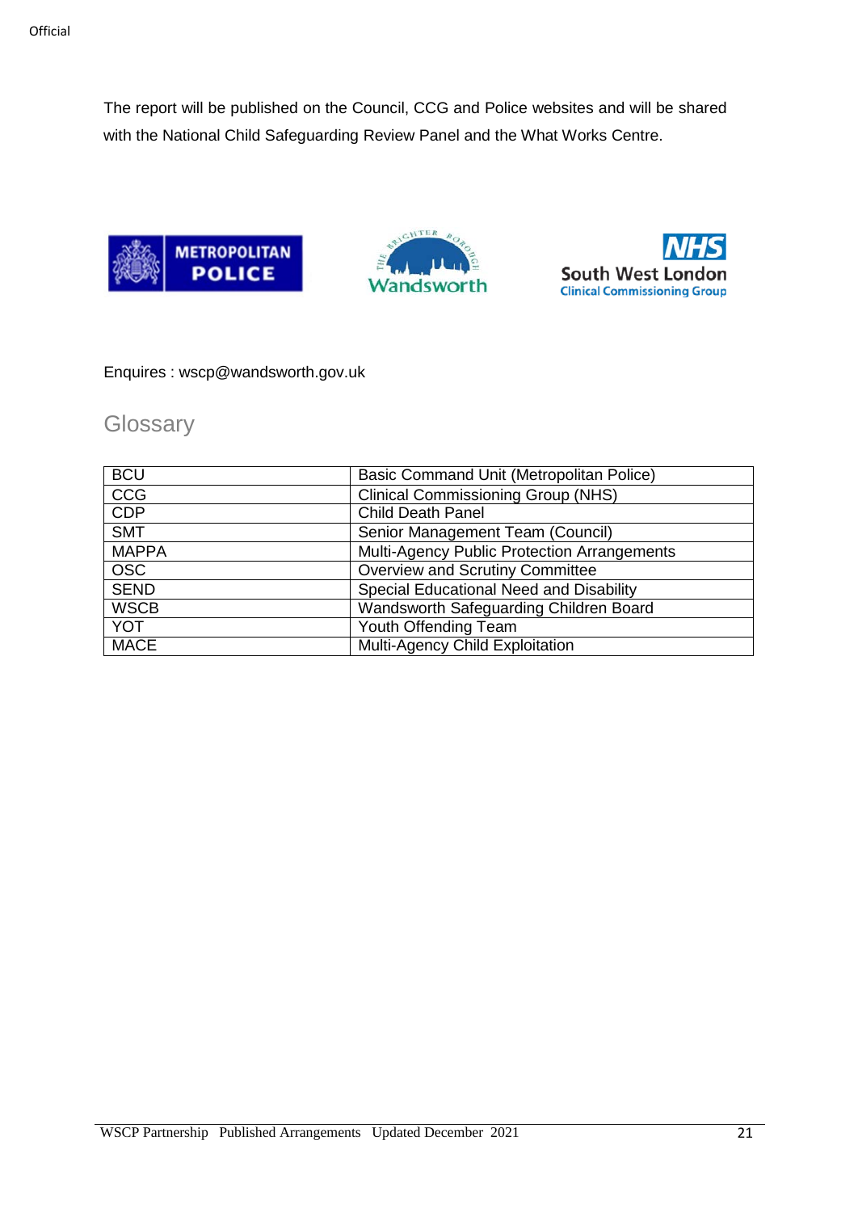The report will be published on the Council, CCG and Police websites and will be shared with the National Child Safeguarding Review Panel and the What Works Centre.

Enquires : wscp@wandsworth.gov.uk

## Glossary

| | |
|---|---|
| BCU | Basic Command Unit (Metropolitan Police) |
| CCG | Clinical Commissioning Group (NHS) |
| CDP | Child Death Panel |
| SMT | Senior Management Team (Council) |
| MAPPA | Multi-Agency Public Protection Arrangements |
| OSC | Overview and Scrutiny Committee |
| SEND | Special Educational Need and Disability |
| WSCB | Wandsworth Safeguarding Children Board |
| YOT | Youth Offending Team |
| MACE | Multi-Agency Child Exploitation |